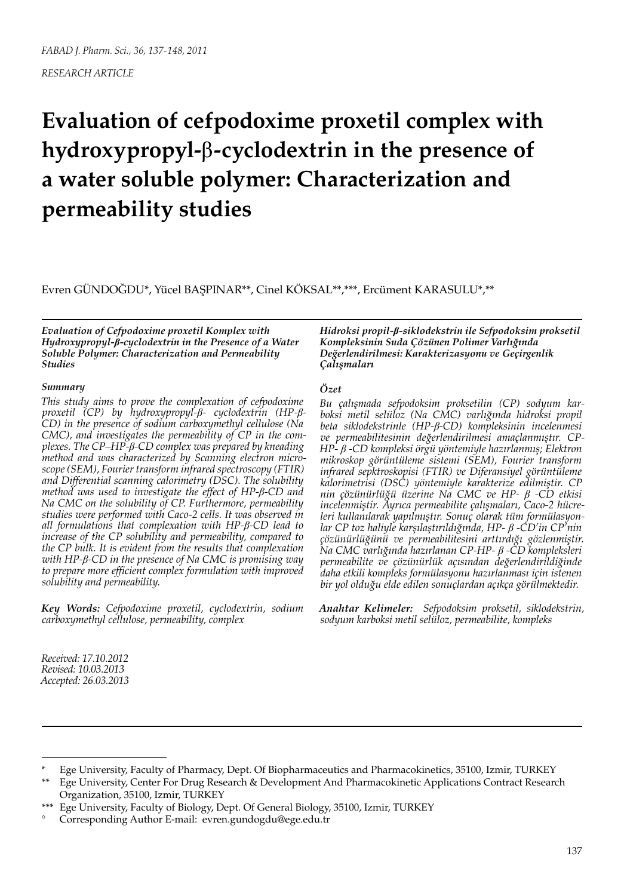*FABAD J. Pharm. Sci., 36, 137-148, 2011*

*RESEARCH ARTICLE*

# Evaluation of cefpodoxime proxetil complex with hydroxypropyl-β-cyclodextrin in the presence of a water soluble polymer: Characterization and permeability studies

Evren GÜNDOĞDU*, Yücel BAŞPINAR**, Cinel KÖKSAL**,***, Ercüment KARASULU*,**

***Evaluation of Cefpodoxime proxetil Komplex with Hydroxypropyl-β-cyclodextrin in the Presence of a Water Soluble Polymer: Characterization and Permeability Studies***

***Summary***

*This study aims to prove the complexation of cefpodoxime proxetil (CP) by hydroxypropyl-β- cyclodextrin (HP-β-CD) in the presence of sodium carboxymethyl cellulose (Na CMC), and investigates the permeability of CP in the complexes. The CP–HP-β-CD complex was prepared by kneading method and was characterized by Scanning electron microscope (SEM), Fourier transform infrared spectroscopy (FTIR) and Differential scanning calorimetry (DSC). The solubility method was used to investigate the effect of HP-β-CD and Na CMC on the solubility of CP. Furthermore, permeability studies were performed with Caco-2 cells. It was observed in all formulations that complexation with HP-β-CD lead to increase of the CP solubility and permeability, compared to the CP bulk. It is evident from the results that complexation with HP-β-CD in the presence of Na CMC is promising way to prepare more efficient complex formulation with improved solubility and permeability.*

***Key Words:*** *Cefpodoxime proxetil, cyclodextrin, sodium carboxymethyl cellulose, permeability, complex*

***Hidroksi propil-β-siklodekstrin ile Sefpodoksim proksetil Kompleksinin Suda Çözünen Polimer Varlığında Değerlendirilmesi: Karakterizasyonu ve Geçirgenlik Çalışmaları***

***Özet***

*Bu çalışmada sefpodoksim proksetilin (CP) sodyum karboksi metil selüloz (Na CMC) varlığında hidroksi propil beta siklodekstrinle (HP-β-CD) kompleksinin incelenmesi ve permeabilitesinin değerlendirilmesi amaçlanmıştır. CP-HP- β -CD kompleksi örgü yöntemiyle hazırlanmış; Elektron mikroskop görüntüleme sistemi (SEM), Fourier transform infrared sepktroskopisi (FTIR) ve Diferansiyel görüntüleme kalorimetrisi (DSC) yöntemiyle karakterize edilmiştir. CP nin çözünürlüğü üzerine Na CMC ve HP- β -CD etkisi incelenmiştir. Ayrıca permeabilite çalışmaları, Caco-2 hücreleri kullanılarak yapılmıştır. Sonuç olarak tüm formülasyonlar CP toz haliyle karşılaştırıldığında, HP- β -CD'in CP'nin çözünürlüğünü ve permeabilitesini arttırdığı gözlenmiştir. Na CMC varlığında hazırlanan CP-HP- β -CD kompleksleri permeabilite ve çözünürlük açısından değerlendirildiğinde daha etkili kompleks formülasyonu hazırlanması için istenen bir yol olduğu elde edilen sonuçlardan açıkça görülmektedir.*

***Anahtar Kelimeler:*** *Sefpodoksim proksetil, siklodekstrin, sodyum karboksi metil selüloz, permeabilite, kompleks*

*Received: 17.10.2012*
*Revised: 10.03.2013*
*Accepted: 26.03.2013*

---

\* Ege University, Faculty of Pharmacy, Dept. Of Biopharmaceutics and Pharmacokinetics, 35100, Izmir, TURKEY

\*\* Ege University, Center For Drug Research & Development And Pharmacokinetic Applications Contract Research Organization, 35100, Izmir, TURKEY

\*\*\* Ege University, Faculty of Biology, Dept. Of General Biology, 35100, Izmir, TURKEY

° Corresponding Author E-mail: evren.gundogdu@ege.edu.tr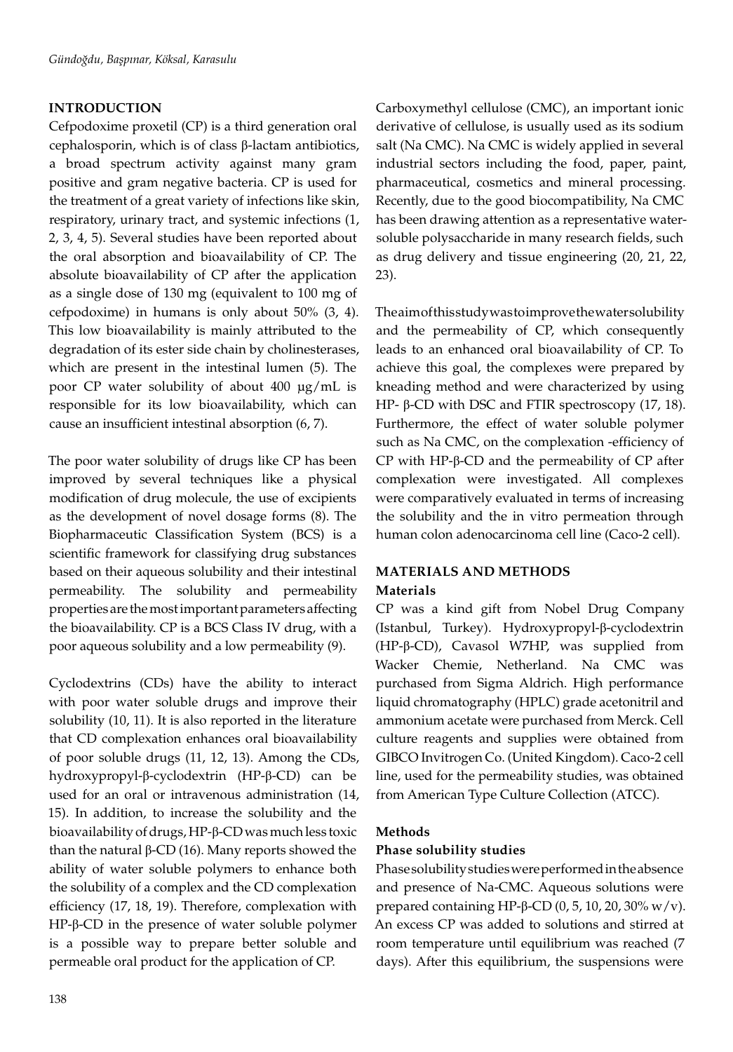## INTRODUCTION

Cefpodoxime proxetil (CP) is a third generation oral cephalosporin, which is of class β-lactam antibiotics, a broad spectrum activity against many gram positive and gram negative bacteria. CP is used for the treatment of a great variety of infections like skin, respiratory, urinary tract, and systemic infections (1, 2, 3, 4, 5). Several studies have been reported about the oral absorption and bioavailability of CP. The absolute bioavailability of CP after the application as a single dose of 130 mg (equivalent to 100 mg of cefpodoxime) in humans is only about 50% (3, 4). This low bioavailability is mainly attributed to the degradation of its ester side chain by cholinesterases, which are present in the intestinal lumen (5). The poor CP water solubility of about 400 µg/mL is responsible for its low bioavailability, which can cause an insufficient intestinal absorption (6, 7).

The poor water solubility of drugs like CP has been improved by several techniques like a physical modification of drug molecule, the use of excipients as the development of novel dosage forms (8). The Biopharmaceutic Classification System (BCS) is a scientific framework for classifying drug substances based on their aqueous solubility and their intestinal permeability. The solubility and permeability properties are the most important parameters affecting the bioavailability. CP is a BCS Class IV drug, with a poor aqueous solubility and a low permeability (9).

Cyclodextrins (CDs) have the ability to interact with poor water soluble drugs and improve their solubility (10, 11). It is also reported in the literature that CD complexation enhances oral bioavailability of poor soluble drugs (11, 12, 13). Among the CDs, hydroxypropyl-β-cyclodextrin (HP-β-CD) can be used for an oral or intravenous administration (14, 15). In addition, to increase the solubility and the bioavailability of drugs, HP-β-CD was much less toxic than the natural β-CD (16). Many reports showed the ability of water soluble polymers to enhance both the solubility of a complex and the CD complexation efficiency (17, 18, 19). Therefore, complexation with HP-β-CD in the presence of water soluble polymer is a possible way to prepare better soluble and permeable oral product for the application of CP.

Carboxymethyl cellulose (CMC), an important ionic derivative of cellulose, is usually used as its sodium salt (Na CMC). Na CMC is widely applied in several industrial sectors including the food, paper, paint, pharmaceutical, cosmetics and mineral processing. Recently, due to the good biocompatibility, Na CMC has been drawing attention as a representative water-soluble polysaccharide in many research fields, such as drug delivery and tissue engineering (20, 21, 22, 23).

The aim of this study was to improve the water solubility and the permeability of CP, which consequently leads to an enhanced oral bioavailability of CP. To achieve this goal, the complexes were prepared by kneading method and were characterized by using HP- β-CD with DSC and FTIR spectroscopy (17, 18). Furthermore, the effect of water soluble polymer such as Na CMC, on the complexation -efficiency of CP with HP-β-CD and the permeability of CP after complexation were investigated. All complexes were comparatively evaluated in terms of increasing the solubility and the in vitro permeation through human colon adenocarcinoma cell line (Caco-2 cell).

## MATERIALS AND METHODS

### Materials

CP was a kind gift from Nobel Drug Company (Istanbul, Turkey). Hydroxypropyl-β-cyclodextrin (HP-β-CD), Cavasol W7HP, was supplied from Wacker Chemie, Netherland. Na CMC was purchased from Sigma Aldrich. High performance liquid chromatography (HPLC) grade acetonitril and ammonium acetate were purchased from Merck. Cell culture reagents and supplies were obtained from GIBCO Invitrogen Co. (United Kingdom). Caco-2 cell line, used for the permeability studies, was obtained from American Type Culture Collection (ATCC).

### Methods

#### Phase solubility studies

Phase solubility studies were performed in the absence and presence of Na-CMC. Aqueous solutions were prepared containing HP-β-CD (0, 5, 10, 20, 30% w/v). An excess CP was added to solutions and stirred at room temperature until equilibrium was reached (7 days). After this equilibrium, the suspensions were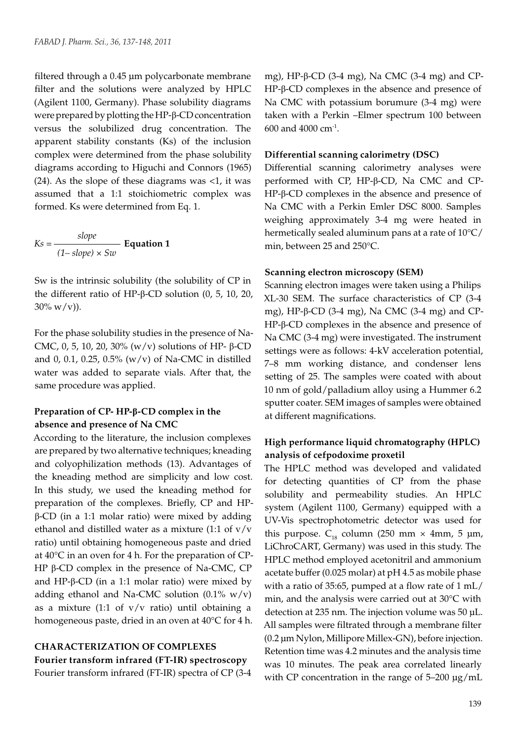filtered through a 0.45 µm polycarbonate membrane filter and the solutions were analyzed by HPLC (Agilent 1100, Germany). Phase solubility diagrams were prepared by plotting the HP-β-CD concentration versus the solubilized drug concentration. The apparent stability constants (Ks) of the inclusion complex were determined from the phase solubility diagrams according to Higuchi and Connors (1965) (24). As the slope of these diagrams was <1, it was assumed that a 1:1 stoichiometric complex was formed. Ks were determined from Eq. 1.

$$Ks = \frac{slope}{(1-slope) \times Sw} \quad \textbf{Equation 1}$$

Sw is the intrinsic solubility (the solubility of CP in the different ratio of HP-β-CD solution (0, 5, 10, 20, 30% w/v)).

For the phase solubility studies in the presence of Na-CMC, 0, 5, 10, 20, 30% (w/v) solutions of HP- β-CD and 0, 0.1, 0.25, 0.5% (w/v) of Na-CMC in distilled water was added to separate vials. After that, the same procedure was applied.

### Preparation of CP- HP-β-CD complex in the absence and presence of Na CMC

According to the literature, the inclusion complexes are prepared by two alternative techniques; kneading and colyophilization methods (13). Advantages of the kneading method are simplicity and low cost. In this study, we used the kneading method for preparation of the complexes. Briefly, CP and HP-β-CD (in a 1:1 molar ratio) were mixed by adding ethanol and distilled water as a mixture (1:1 of v/v ratio) until obtaining homogeneous paste and dried at 40°C in an oven for 4 h. For the preparation of CP-HP β-CD complex in the presence of Na-CMC, CP and HP-β-CD (in a 1:1 molar ratio) were mixed by adding ethanol and Na-CMC solution (0.1% w/v) as a mixture (1:1 of v/v ratio) until obtaining a homogeneous paste, dried in an oven at 40°C for 4 h.

## CHARACTERIZATION OF COMPLEXES

### Fourier transform infrared (FT-IR) spectroscopy

Fourier transform infrared (FT-IR) spectra of CP (3-4 mg), HP-β-CD (3-4 mg), Na CMC (3-4 mg) and CP-HP-β-CD complexes in the absence and presence of Na CMC with potassium borumure (3-4 mg) were taken with a Perkin –Elmer spectrum 100 between 600 and 4000 $cm^{-1}$.

### Differential scanning calorimetry (DSC)

Differential scanning calorimetry analyses were performed with CP, HP-β-CD, Na CMC and CP-HP-β-CD complexes in the absence and presence of Na CMC with a Perkin Emler DSC 8000. Samples weighing approximately 3-4 mg were heated in hermetically sealed aluminum pans at a rate of 10°C/min, between 25 and 250°C.

### Scanning electron microscopy (SEM)

Scanning electron images were taken using a Philips XL-30 SEM. The surface characteristics of CP (3-4 mg), HP-β-CD (3-4 mg), Na CMC (3-4 mg) and CP-HP-β-CD complexes in the absence and presence of Na CMC (3-4 mg) were investigated. The instrument settings were as follows: 4-kV acceleration potential, 7–8 mm working distance, and condenser lens setting of 25. The samples were coated with about 10 nm of gold/palladium alloy using a Hummer 6.2 sputter coater. SEM images of samples were obtained at different magnifications.

### High performance liquid chromatography (HPLC) analysis of cefpodoxime proxetil

The HPLC method was developed and validated for detecting quantities of CP from the phase solubility and permeability studies. An HPLC system (Agilent 1100, Germany) equipped with a UV-Vis spectrophotometric detector was used for this purpose. $C_{18}$ column (250 mm × 4mm, 5 µm, LiChroCART, Germany) was used in this study. The HPLC method employed acetonitril and ammonium acetate buffer (0.025 molar) at pH 4.5 as mobile phase with a ratio of 35:65, pumped at a flow rate of 1 mL/min, and the analysis were carried out at 30°C with detection at 235 nm. The injection volume was 50 µL. All samples were filtrated through a membrane filter (0.2 µm Nylon, Millipore Millex-GN), before injection. Retention time was 4.2 minutes and the analysis time was 10 minutes. The peak area correlated linearly with CP concentration in the range of 5–200 µg/mL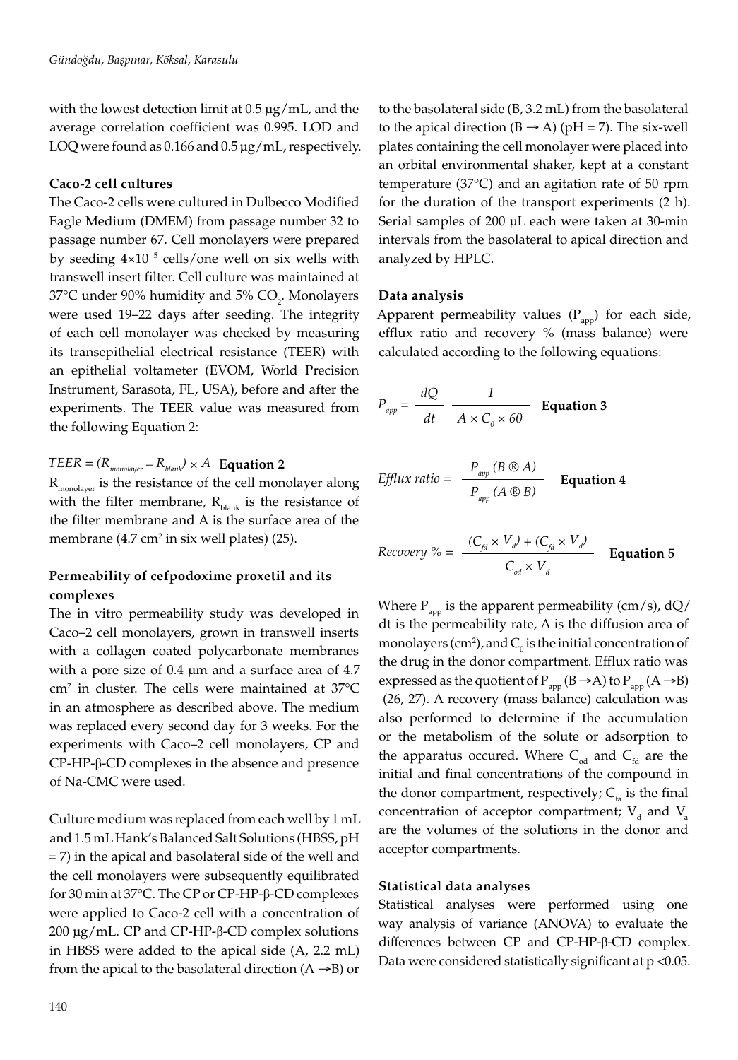with the lowest detection limit at 0.5 µg/mL, and the average correlation coefficient was 0.995. LOD and LOQ were found as 0.166 and 0.5 µg/mL, respectively.

**Caco-2 cell cultures**

The Caco-2 cells were cultured in Dulbecco Modified Eagle Medium (DMEM) from passage number 32 to passage number 67. Cell monolayers were prepared by seeding $4{\times}10^{5}$ cells/one well on six wells with transwell insert filter. Cell culture was maintained at 37°C under 90% humidity and 5% $CO_2$. Monolayers were used 19–22 days after seeding. The integrity of each cell monolayer was checked by measuring its transepithelial electrical resistance (TEER) with an epithelial voltameter (EVOM, World Precision Instrument, Sarasota, FL, USA), before and after the experiments. The TEER value was measured from the following Equation 2:

$$TEER = (R_{monolayer} - R_{blank}) \times A \quad \textbf{Equation 2}$$

$R_{monolayer}$ is the resistance of the cell monolayer along with the filter membrane, $R_{blank}$ is the resistance of the filter membrane and A is the surface area of the membrane (4.7 cm$^2$ in six well plates) (25).

**Permeability of cefpodoxime proxetil and its complexes**

The in vitro permeability study was developed in Caco–2 cell monolayers, grown in transwell inserts with a collagen coated polycarbonate membranes with a pore size of 0.4 µm and a surface area of 4.7 cm$^2$ in cluster. The cells were maintained at 37°C in an atmosphere as described above. The medium was replaced every second day for 3 weeks. For the experiments with Caco–2 cell monolayers, CP and CP-HP-β-CD complexes in the absence and presence of Na-CMC were used.

Culture medium was replaced from each well by 1 mL and 1.5 mL Hank's Balanced Salt Solutions (HBSS, pH = 7) in the apical and basolateral side of the well and the cell monolayers were subsequently equilibrated for 30 min at 37°C. The CP or CP-HP-β-CD complexes were applied to Caco-2 cell with a concentration of 200 µg/mL. CP and CP-HP-β-CD complex solutions in HBSS were added to the apical side (A, 2.2 mL) from the apical to the basolateral direction (A →B) or to the basolateral side (B, 3.2 mL) from the basolateral to the apical direction (B → A) (pH = 7). The six-well plates containing the cell monolayer were placed into an orbital environmental shaker, kept at a constant temperature (37°C) and an agitation rate of 50 rpm for the duration of the transport experiments (2 h). Serial samples of 200 µL each were taken at 30-min intervals from the basolateral to apical direction and analyzed by HPLC.

**Data analysis**

Apparent permeability values ($P_{app}$) for each side, efflux ratio and recovery % (mass balance) were calculated according to the following equations:

$$P_{app} = \frac{dQ}{dt} \; \frac{1}{A \times C_0 \times 60} \quad \textbf{Equation 3}$$

$$Efflux\ ratio = \frac{P_{app}\,(B ® A)}{P_{app}\,(A ® B)} \quad \textbf{Equation 4}$$

$$Recovery\ \% = \frac{(C_{fd} \times V_d) + (C_{fd} \times V_d)}{C_{od} \times V_d} \quad \textbf{Equation 5}$$

Where $P_{app}$ is the apparent permeability (cm/s), dQ/dt is the permeability rate, A is the diffusion area of monolayers (cm$^2$), and $C_0$ is the initial concentration of the drug in the donor compartment. Efflux ratio was expressed as the quotient of $P_{app}$ (B →A) to $P_{app}$ (A →B) (26, 27). A recovery (mass balance) calculation was also performed to determine if the accumulation or the metabolism of the solute or adsorption to the apparatus occured. Where $C_{od}$ and $C_{fd}$ are the initial and final concentrations of the compound in the donor compartment, respectively; $C_{fa}$ is the final concentration of acceptor compartment; $V_d$ and $V_a$ are the volumes of the solutions in the donor and acceptor compartments.

**Statistical data analyses**

Statistical analyses were performed using one way analysis of variance (ANOVA) to evaluate the differences between CP and CP-HP-β-CD complex. Data were considered statistically significant at $p < 0.05$.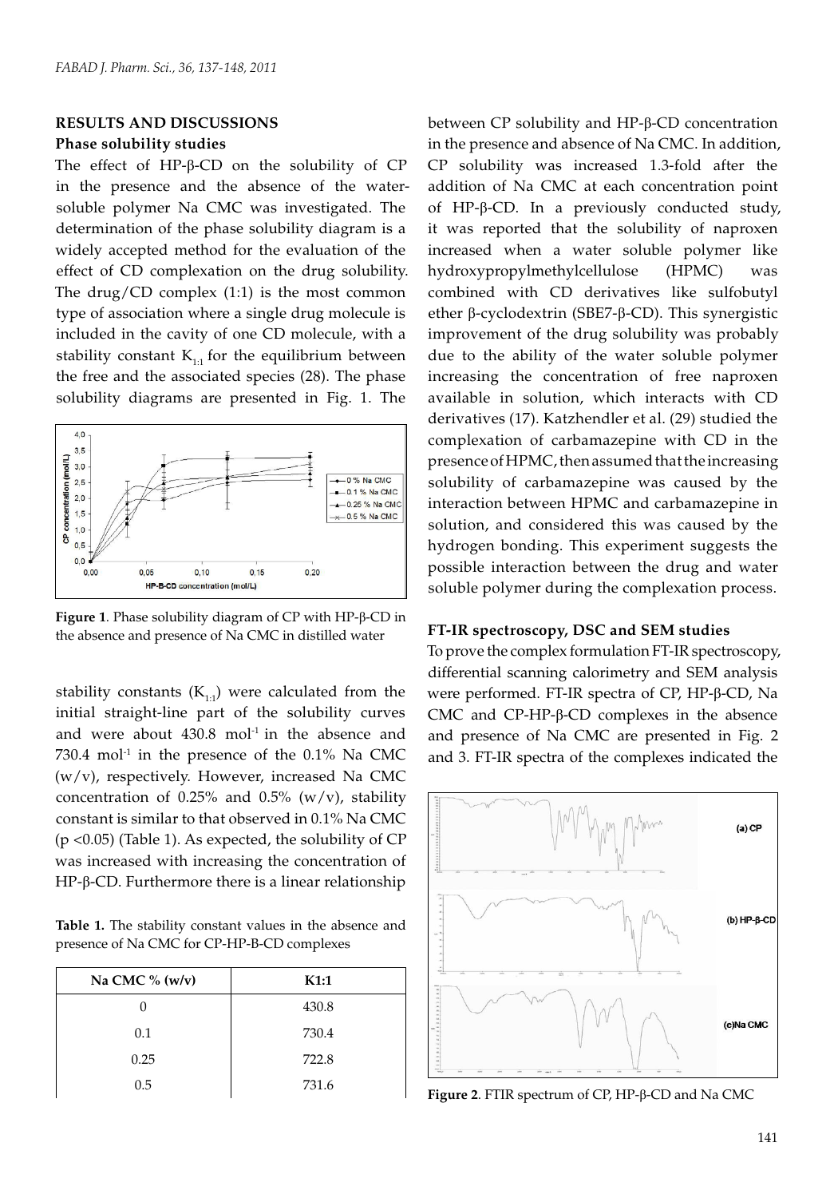## RESULTS AND DISCUSSIONS

### Phase solubility studies

The effect of HP-β-CD on the solubility of CP in the presence and the absence of the water-soluble polymer Na CMC was investigated. The determination of the phase solubility diagram is a widely accepted method for the evaluation of the effect of CD complexation on the drug solubility. The drug/CD complex (1:1) is the most common type of association where a single drug molecule is included in the cavity of one CD molecule, with a stability constant $K_{1:1}$ for the equilibrium between the free and the associated species (28). The phase solubility diagrams are presented in Fig. 1. The stability constants ($K_{1:1}$) were calculated from the initial straight-line part of the solubility curves and were about 430.8 $mol^{-1}$ in the absence and 730.4 $mol^{-1}$ in the presence of the 0.1% Na CMC (w/v), respectively. However, increased Na CMC concentration of 0.25% and 0.5% (w/v), stability constant is similar to that observed in 0.1% Na CMC ($p < 0.05$) (Table 1). As expected, the solubility of CP was increased with increasing the concentration of HP-β-CD. Furthermore there is a linear relationship between CP solubility and HP-β-CD concentration in the presence and absence of Na CMC. In addition, CP solubility was increased 1.3-fold after the addition of Na CMC at each concentration point of HP-β-CD. In a previously conducted study, it was reported that the solubility of naproxen increased when a water soluble polymer like hydroxypropylmethylcellulose (HPMC) was combined with CD derivatives like sulfobutyl ether β-cyclodextrin (SBE7-β-CD). This synergistic improvement of the drug solubility was probably due to the ability of the water soluble polymer increasing the concentration of free naproxen available in solution, which interacts with CD derivatives (17). Katzhendler et al. (29) studied the complexation of carbamazepine with CD in the presence of HPMC, then assumed that the increasing solubility of carbamazepine was caused by the interaction between HPMC and carbamazepine in solution, and considered this was caused by the hydrogen bonding. This experiment suggests the possible interaction between the drug and water soluble polymer during the complexation process.

**Figure 1**. Phase solubility diagram of CP with HP-β-CD in the absence and presence of Na CMC in distilled water

**Table 1.** The stability constant values in the absence and presence of Na CMC for CP-HP-B-CD complexes

| Na CMC % (w/v) | K1:1 |
|---|---|
| 0 | 430.8 |
| 0.1 | 730.4 |
| 0.25 | 722.8 |
| 0.5 | 731.6 |

### FT-IR spectroscopy, DSC and SEM studies

To prove the complex formulation FT-IR spectroscopy, differential scanning calorimetry and SEM analysis were performed. FT-IR spectra of CP, HP-β-CD, Na CMC and CP-HP-β-CD complexes in the absence and presence of Na CMC are presented in Fig. 2 and 3. FT-IR spectra of the complexes indicated the

**Figure 2**. FTIR spectrum of CP, HP-β-CD and Na CMC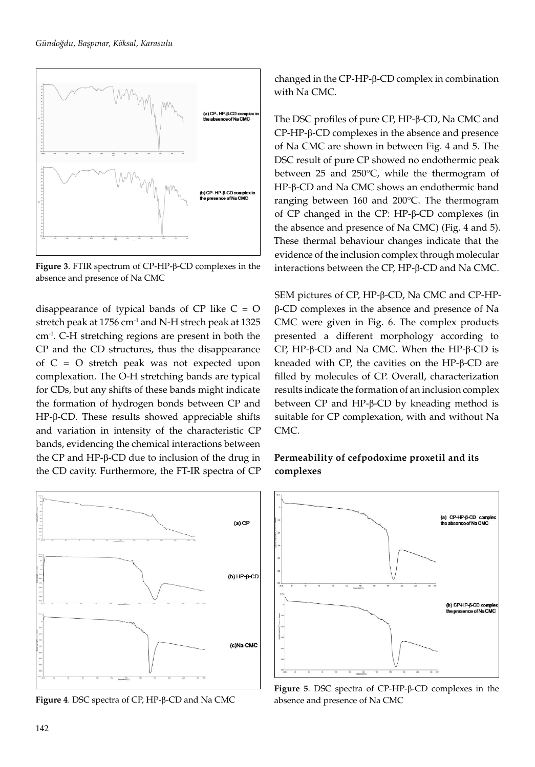**Figure 3**. FTIR spectrum of CP-HP-β-CD complexes in the absence and presence of Na CMC

disappearance of typical bands of CP like C = O stretch peak at 1756 cm$^{-1}$ and N-H strech peak at 1325 cm$^{-1}$. C-H stretching regions are present in both the CP and the CD structures, thus the disappearance of C = O stretch peak was not expected upon complexation. The O-H stretching bands are typical for CDs, but any shifts of these bands might indicate the formation of hydrogen bonds between CP and HP-β-CD. These results showed appreciable shifts and variation in intensity of the characteristic CP bands, evidencing the chemical interactions between the CP and HP-β-CD due to inclusion of the drug in the CD cavity. Furthermore, the FT-IR spectra of CP changed in the CP-HP-β-CD complex in combination with Na CMC.

The DSC profiles of pure CP, HP-β-CD, Na CMC and CP-HP-β-CD complexes in the absence and presence of Na CMC are shown in between Fig. 4 and 5. The DSC result of pure CP showed no endothermic peak between 25 and 250°C, while the thermogram of HP-β-CD and Na CMC shows an endothermic band ranging between 160 and 200°C. The thermogram of CP changed in the CP: HP-β-CD complexes (in the absence and presence of Na CMC) (Fig. 4 and 5). These thermal behaviour changes indicate that the evidence of the inclusion complex through molecular interactions between the CP, HP-β-CD and Na CMC.

SEM pictures of CP, HP-β-CD, Na CMC and CP-HP-β-CD complexes in the absence and presence of Na CMC were given in Fig. 6. The complex products presented a different morphology according to CP, HP-β-CD and Na CMC. When the HP-β-CD is kneaded with CP, the cavities on the HP-β-CD are filled by molecules of CP. Overall, characterization results indicate the formation of an inclusion complex between CP and HP-β-CD by kneading method is suitable for CP complexation, with and without Na CMC.

**Permeability of cefpodoxime proxetil and its complexes**

**Figure 4**. DSC spectra of CP, HP-β-CD and Na CMC

**Figure 5**. DSC spectra of CP-HP-β-CD complexes in the absence and presence of Na CMC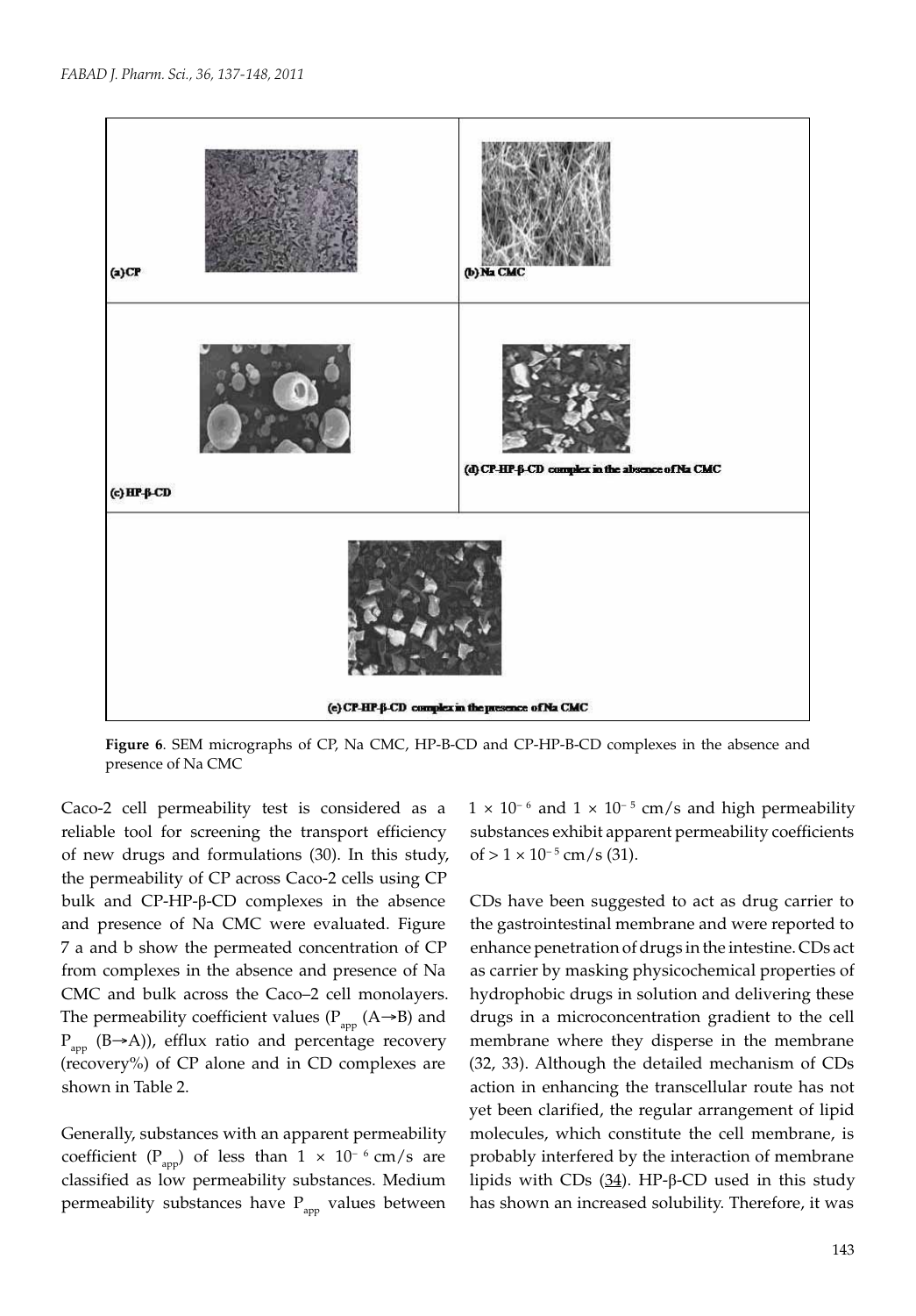Figure 6. SEM micrographs of CP, Na CMC, HP-B-CD and CP-HP-B-CD complexes in the absence and presence of Na CMC

Caco-2 cell permeability test is considered as a reliable tool for screening the transport efficiency of new drugs and formulations (30). In this study, the permeability of CP across Caco-2 cells using CP bulk and CP-HP-β-CD complexes in the absence and presence of Na CMC were evaluated. Figure 7 a and b show the permeated concentration of CP from complexes in the absence and presence of Na CMC and bulk across the Caco–2 cell monolayers. The permeability coefficient values ($P_{app}$ (A→B) and $P_{app}$ (B→A)), efflux ratio and percentage recovery (recovery%) of CP alone and in CD complexes are shown in Table 2.

Generally, substances with an apparent permeability coefficient ($P_{app}$) of less than $1 \times 10^{-6}$ cm/s are classified as low permeability substances. Medium permeability substances have $P_{app}$ values between $1 \times 10^{-6}$ and $1 \times 10^{-5}$ cm/s and high permeability substances exhibit apparent permeability coefficients of $> 1 \times 10^{-5}$ cm/s (31).

CDs have been suggested to act as drug carrier to the gastrointestinal membrane and were reported to enhance penetration of drugs in the intestine. CDs act as carrier by masking physicochemical properties of hydrophobic drugs in solution and delivering these drugs in a microconcentration gradient to the cell membrane where they disperse in the membrane (32, 33). Although the detailed mechanism of CDs action in enhancing the transcellular route has not yet been clarified, the regular arrangement of lipid molecules, which constitute the cell membrane, is probably interfered by the interaction of membrane lipids with CDs (34). HP-β-CD used in this study has shown an increased solubility. Therefore, it was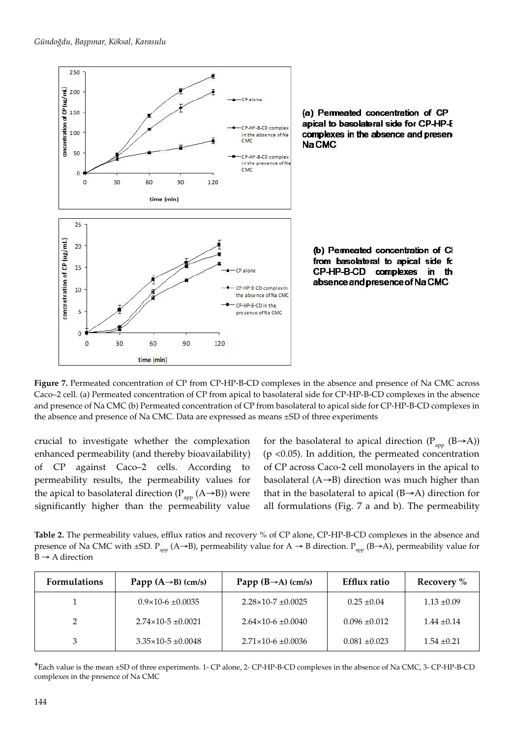**Figure 7.** Permeated concentration of CP from CP-HP-B-CD complexes in the absence and presence of Na CMC across Caco–2 cell. (a) Permeated concentration of CP from apical to basolateral side for CP-HP-B-CD complexes in the absence and presence of Na CMC (b) Permeated concentration of CP from basolateral to apical side for CP-HP-B-CD complexes in the absence and presence of Na CMC. Data are expressed as means ±SD of three experiments

crucial to investigate whether the complexation enhanced permeability (and thereby bioavailability) of CP against Caco–2 cells. According to permeability results, the permeability values for the apical to basolateral direction ($P_{app}$ (A→B)) were significantly higher than the permeability value for the basolateral to apical direction ($P_{app}$ (B→A)) ($p < 0.05$). In addition, the permeated concentration of CP across Caco-2 cell monolayers in the apical to basolateral (A→B) direction was much higher than that in the basolateral to apical (B→A) direction for all formulations (Fig. 7 a and b). The permeability

**Table 2.** The permeability values, efflux ratios and recovery % of CP alone, CP-HP-B-CD complexes in the absence and presence of Na CMC with ±SD. $P_{app}$ (A→B), permeability value for A → B direction. $P_{app}$ (B→A), permeability value for B → A direction

| Formulations | Papp (A→B) (cm/s) | Papp (B→A) (cm/s) | Efflux ratio | Recovery % |
|---|---|---|---|---|
| 1 | $0.9 \times 10^{-6}$ ±0.0035 | $2.28 \times 10^{-7}$ ±0.0025 | 0.25 ±0.04 | 1.13 ±0.09 |
| 2 | $2.74 \times 10^{-5}$ ±0.0021 | $2.64 \times 10^{-6}$ ±0.0040 | 0.096 ±0.012 | 1.44 ±0.14 |
| 3 | $3.35 \times 10^{-5}$ ±0.0048 | $2.71 \times 10^{-6}$ ±0.0036 | 0.081 ±0.023 | 1.54 ±0.21 |

*Each value is the mean ±SD of three experiments. 1- CP alone, 2- CP-HP-B-CD complexes in the absence of Na CMC, 3- CP-HP-B-CD complexes in the presence of Na CMC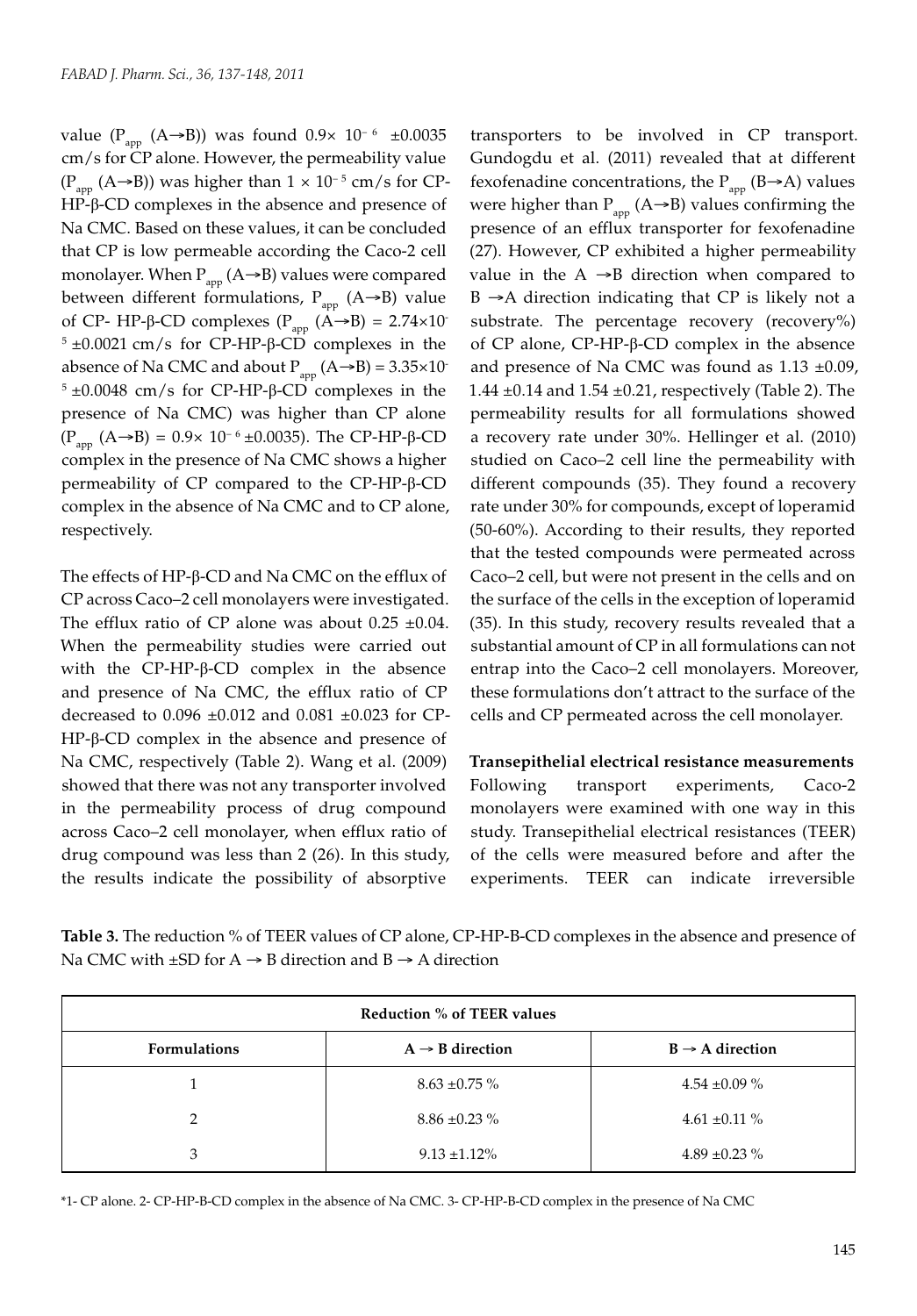value ($P_{app}$ (A→B)) was found $0.9\times 10^{-6}$ ±0.0035 cm/s for CP alone. However, the permeability value ($P_{app}$ (A→B)) was higher than $1 \times 10^{-5}$ cm/s for CP-HP-β-CD complexes in the absence and presence of Na CMC. Based on these values, it can be concluded that CP is low permeable according the Caco-2 cell monolayer. When $P_{app}$ (A→B) values were compared between different formulations, $P_{app}$ (A→B) value of CP- HP-β-CD complexes ($P_{app}$ (A→B) = $2.74\times10^{-5}$ ±0.0021 cm/s for CP-HP-β-CD complexes in the absence of Na CMC and about $P_{app}$ (A→B) = $3.35\times10^{-5}$ ±0.0048 cm/s for CP-HP-β-CD complexes in the presence of Na CMC) was higher than CP alone ($P_{app}$ (A→B) = $0.9\times 10^{-6}$ ±0.0035). The CP-HP-β-CD complex in the presence of Na CMC shows a higher permeability of CP compared to the CP-HP-β-CD complex in the absence of Na CMC and to CP alone, respectively.

The effects of HP-β-CD and Na CMC on the efflux of CP across Caco–2 cell monolayers were investigated. The efflux ratio of CP alone was about 0.25 ±0.04. When the permeability studies were carried out with the CP-HP-β-CD complex in the absence and presence of Na CMC, the efflux ratio of CP decreased to 0.096 ±0.012 and 0.081 ±0.023 for CP-HP-β-CD complex in the absence and presence of Na CMC, respectively (Table 2). Wang et al. (2009) showed that there was not any transporter involved in the permeability process of drug compound across Caco–2 cell monolayer, when efflux ratio of drug compound was less than 2 (26). In this study, the results indicate the possibility of absorptive transporters to be involved in CP transport. Gundogdu et al. (2011) revealed that at different fexofenadine concentrations, the $P_{app}$ (B→A) values were higher than $P_{app}$ (A→B) values confirming the presence of an efflux transporter for fexofenadine (27). However, CP exhibited a higher permeability value in the A →B direction when compared to B →A direction indicating that CP is likely not a substrate. The percentage recovery (recovery%) of CP alone, CP-HP-β-CD complex in the absence and presence of Na CMC was found as 1.13 ±0.09, 1.44 ±0.14 and 1.54 ±0.21, respectively (Table 2). The permeability results for all formulations showed a recovery rate under 30%. Hellinger et al. (2010) studied on Caco–2 cell line the permeability with different compounds (35). They found a recovery rate under 30% for compounds, except of loperamid (50-60%). According to their results, they reported that the tested compounds were permeated across Caco–2 cell, but were not present in the cells and on the surface of the cells in the exception of loperamid (35). In this study, recovery results revealed that a substantial amount of CP in all formulations can not entrap into the Caco–2 cell monolayers. Moreover, these formulations don't attract to the surface of the cells and CP permeated across the cell monolayer.

**Transepithelial electrical resistance measurements**

Following transport experiments, Caco-2 monolayers were examined with one way in this study. Transepithelial electrical resistances (TEER) of the cells were measured before and after the experiments. TEER can indicate irreversible

**Table 3.** The reduction % of TEER values of CP alone, CP-HP-B-CD complexes in the absence and presence of Na CMC with ±SD for A → B direction and B → A direction

| Reduction % of TEER values | | |
|---|---|---|
| **Formulations** | **A → B direction** | **B → A direction** |
| 1 | 8.63 ±0.75 % | 4.54 ±0.09 % |
| 2 | 8.86 ±0.23 % | 4.61 ±0.11 % |
| 3 | 9.13 ±1.12% | 4.89 ±0.23 % |

*1- CP alone. 2- CP-HP-B-CD complex in the absence of Na CMC. 3- CP-HP-B-CD complex in the presence of Na CMC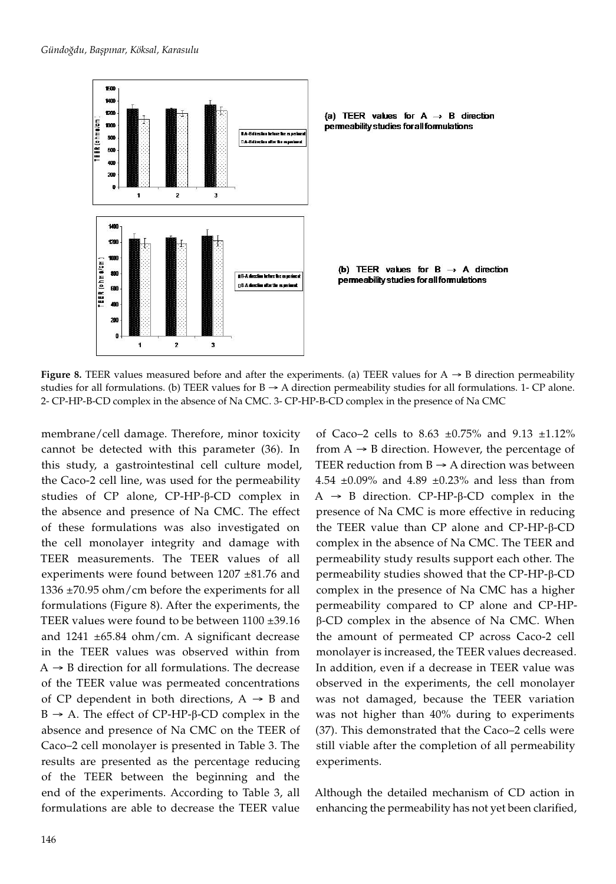**Figure 8.** TEER values measured before and after the experiments. (a) TEER values for A → B direction permeability studies for all formulations. (b) TEER values for B → A direction permeability studies for all formulations. 1- CP alone. 2- CP-HP-B-CD complex in the absence of Na CMC. 3- CP-HP-B-CD complex in the presence of Na CMC

membrane/cell damage. Therefore, minor toxicity cannot be detected with this parameter (36). In this study, a gastrointestinal cell culture model, the Caco-2 cell line, was used for the permeability studies of CP alone, CP-HP-β-CD complex in the absence and presence of Na CMC. The effect of these formulations was also investigated on the cell monolayer integrity and damage with TEER measurements. The TEER values of all experiments were found between 1207 ±81.76 and 1336 ±70.95 ohm/cm before the experiments for all formulations (Figure 8). After the experiments, the TEER values were found to be between 1100 ±39.16 and 1241 ±65.84 ohm/cm. A significant decrease in the TEER values was observed within from A → B direction for all formulations. The decrease of the TEER value was permeated concentrations of CP dependent in both directions, A → B and B → A. The effect of CP-HP-β-CD complex in the absence and presence of Na CMC on the TEER of Caco–2 cell monolayer is presented in Table 3. The results are presented as the percentage reducing of the TEER between the beginning and the end of the experiments. According to Table 3, all formulations are able to decrease the TEER value of Caco–2 cells to 8.63 ±0.75% and 9.13 ±1.12% from A → B direction. However, the percentage of TEER reduction from B → A direction was between 4.54 ±0.09% and 4.89 ±0.23% and less than from A → B direction. CP-HP-β-CD complex in the presence of Na CMC is more effective in reducing the TEER value than CP alone and CP-HP-β-CD complex in the absence of Na CMC. The TEER and permeability study results support each other. The permeability studies showed that the CP-HP-β-CD complex in the presence of Na CMC has a higher permeability compared to CP alone and CP-HP-β-CD complex in the absence of Na CMC. When the amount of permeated CP across Caco-2 cell monolayer is increased, the TEER values decreased. In addition, even if a decrease in TEER value was observed in the experiments, the cell monolayer was not damaged, because the TEER variation was not higher than 40% during to experiments (37). This demonstrated that the Caco–2 cells were still viable after the completion of all permeability experiments.

Although the detailed mechanism of CD action in enhancing the permeability has not yet been clarified,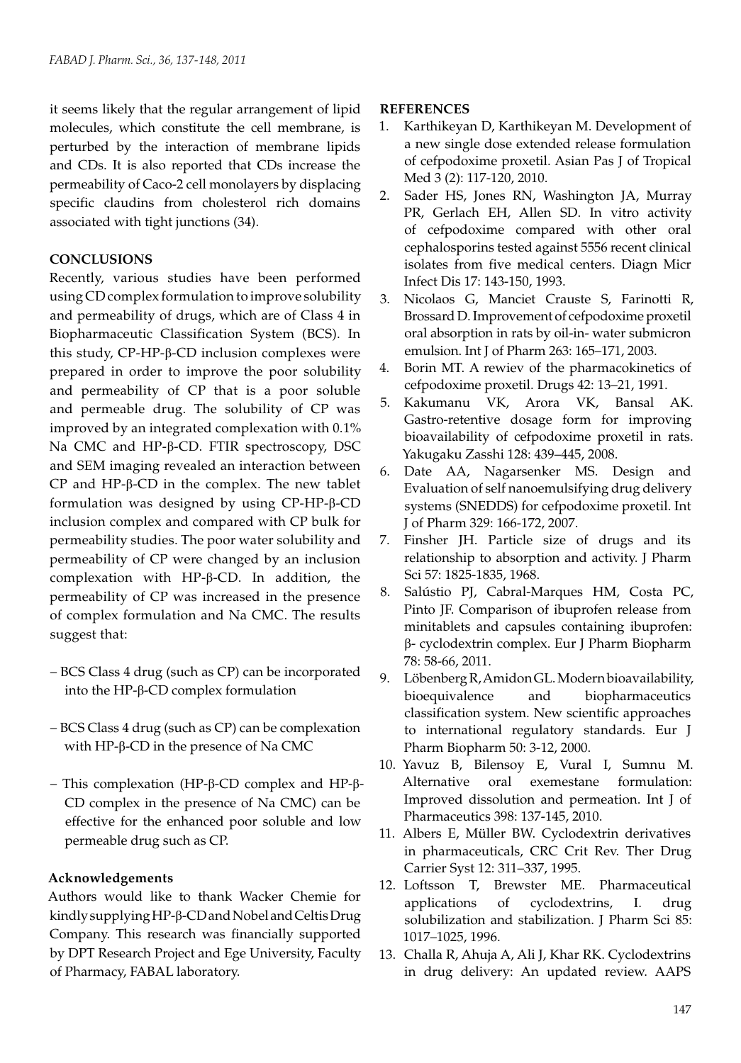it seems likely that the regular arrangement of lipid molecules, which constitute the cell membrane, is perturbed by the interaction of membrane lipids and CDs. It is also reported that CDs increase the permeability of Caco-2 cell monolayers by displacing specific claudins from cholesterol rich domains associated with tight junctions (34).

## CONCLUSIONS

Recently, various studies have been performed using CD complex formulation to improve solubility and permeability of drugs, which are of Class 4 in Biopharmaceutic Classification System (BCS). In this study, CP-HP-β-CD inclusion complexes were prepared in order to improve the poor solubility and permeability of CP that is a poor soluble and permeable drug. The solubility of CP was improved by an integrated complexation with 0.1% Na CMC and HP-β-CD. FTIR spectroscopy, DSC and SEM imaging revealed an interaction between CP and HP-β-CD in the complex. The new tablet formulation was designed by using CP-HP-β-CD inclusion complex and compared with CP bulk for permeability studies. The poor water solubility and permeability of CP were changed by an inclusion complexation with HP-β-CD. In addition, the permeability of CP was increased in the presence of complex formulation and Na CMC. The results suggest that:

– BCS Class 4 drug (such as CP) can be incorporated into the HP-β-CD complex formulation

– BCS Class 4 drug (such as CP) can be complexation with HP-β-CD in the presence of Na CMC

– This complexation (HP-β-CD complex and HP-β-CD complex in the presence of Na CMC) can be effective for the enhanced poor soluble and low permeable drug such as CP.

### Acknowledgements

Authors would like to thank Wacker Chemie for kindly supplying HP-β-CD and Nobel and Celtis Drug Company. This research was financially supported by DPT Research Project and Ege University, Faculty of Pharmacy, FABAL laboratory.

## REFERENCES

1. Karthikeyan D, Karthikeyan M. Development of a new single dose extended release formulation of cefpodoxime proxetil. Asian Pas J of Tropical Med 3 (2): 117-120, 2010.
2. Sader HS, Jones RN, Washington JA, Murray PR, Gerlach EH, Allen SD. In vitro activity of cefpodoxime compared with other oral cephalosporins tested against 5556 recent clinical isolates from five medical centers. Diagn Micr Infect Dis 17: 143-150, 1993.
3. Nicolaos G, Manciet Crauste S, Farinotti R, Brossard D. Improvement of cefpodoxime proxetil oral absorption in rats by oil-in- water submicron emulsion. Int J of Pharm 263: 165–171, 2003.
4. Borin MT. A rewiev of the pharmacokinetics of cefpodoxime proxetil. Drugs 42: 13–21, 1991.
5. Kakumanu VK, Arora VK, Bansal AK. Gastro-retentive dosage form for improving bioavailability of cefpodoxime proxetil in rats. Yakugaku Zasshi 128: 439–445, 2008.
6. Date AA, Nagarsenker MS. Design and Evaluation of self nanoemulsifying drug delivery systems (SNEDDS) for cefpodoxime proxetil. Int J of Pharm 329: 166-172, 2007.
7. Finsher JH. Particle size of drugs and its relationship to absorption and activity. J Pharm Sci 57: 1825-1835, 1968.
8. Salústio PJ, Cabral-Marques HM, Costa PC, Pinto JF. Comparison of ibuprofen release from minitablets and capsules containing ibuprofen: β- cyclodextrin complex. Eur J Pharm Biopharm 78: 58-66, 2011.
9. Löbenberg R, Amidon GL. Modern bioavailability, bioequivalence and biopharmaceutics classification system. New scientific approaches to international regulatory standards. Eur J Pharm Biopharm 50: 3-12, 2000.
10. Yavuz B, Bilensoy E, Vural I, Sumnu M. Alternative oral exemestane formulation: Improved dissolution and permeation. Int J of Pharmaceutics 398: 137-145, 2010.
11. Albers E, Müller BW. Cyclodextrin derivatives in pharmaceuticals, CRC Crit Rev. Ther Drug Carrier Syst 12: 311–337, 1995.
12. Loftsson T, Brewster ME. Pharmaceutical applications of cyclodextrins, I. drug solubilization and stabilization. J Pharm Sci 85: 1017–1025, 1996.
13. Challa R, Ahuja A, Ali J, Khar RK. Cyclodextrins in drug delivery: An updated review. AAPS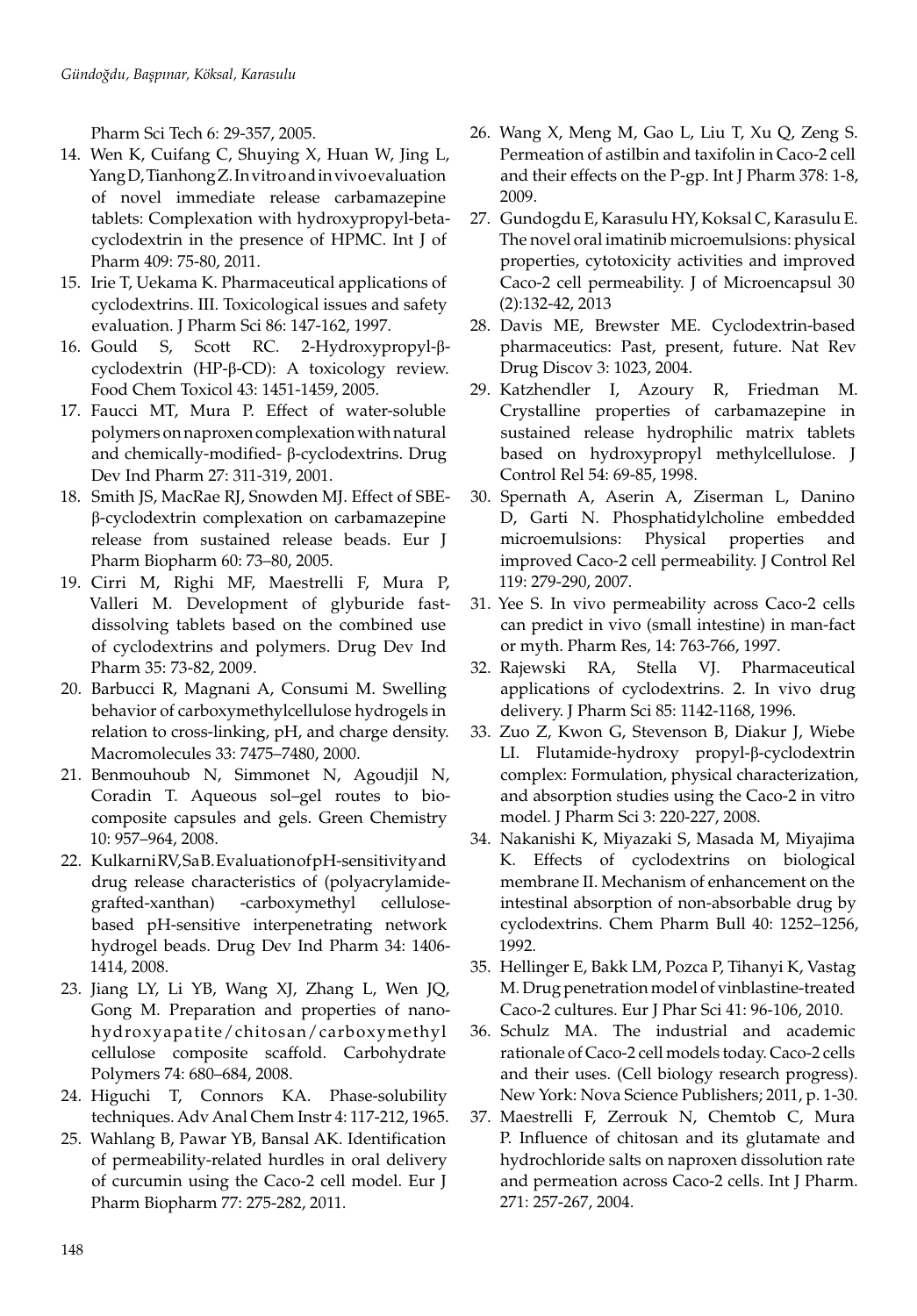Pharm Sci Tech 6: 29-357, 2005.

14. Wen K, Cuifang C, Shuying X, Huan W, Jing L, Yang D, Tianhong Z. In vitro and in vivo evaluation of novel immediate release carbamazepine tablets: Complexation with hydroxypropyl-beta-cyclodextrin in the presence of HPMC. Int J of Pharm 409: 75-80, 2011.
15. Irie T, Uekama K. Pharmaceutical applications of cyclodextrins. III. Toxicological issues and safety evaluation. J Pharm Sci 86: 147-162, 1997.
16. Gould S, Scott RC. 2-Hydroxypropyl-β-cyclodextrin (HP-β-CD): A toxicology review. Food Chem Toxicol 43: 1451-1459, 2005.
17. Faucci MT, Mura P. Effect of water-soluble polymers on naproxen complexation with natural and chemically-modified- β-cyclodextrins. Drug Dev Ind Pharm 27: 311-319, 2001.
18. Smith JS, MacRae RJ, Snowden MJ. Effect of SBE-β-cyclodextrin complexation on carbamazepine release from sustained release beads. Eur J Pharm Biopharm 60: 73–80, 2005.
19. Cirri M, Righi MF, Maestrelli F, Mura P, Valleri M. Development of glyburide fast-dissolving tablets based on the combined use of cyclodextrins and polymers. Drug Dev Ind Pharm 35: 73-82, 2009.
20. Barbucci R, Magnani A, Consumi M. Swelling behavior of carboxymethylcellulose hydrogels in relation to cross-linking, pH, and charge density. Macromolecules 33: 7475–7480, 2000.
21. Benmouhoub N, Simmonet N, Agoudjil N, Coradin T. Aqueous sol–gel routes to bio-composite capsules and gels. Green Chemistry 10: 957–964, 2008.
22. Kulkarni RV, Sa B. Evaluation of pH-sensitivity and drug release characteristics of (polyacrylamide-grafted-xanthan) -carboxymethyl cellulose-based pH-sensitive interpenetrating network hydrogel beads. Drug Dev Ind Pharm 34: 1406-1414, 2008.
23. Jiang LY, Li YB, Wang XJ, Zhang L, Wen JQ, Gong M. Preparation and properties of nano-hydroxyapatite/chitosan/carboxymethyl cellulose composite scaffold. Carbohydrate Polymers 74: 680–684, 2008.
24. Higuchi T, Connors KA. Phase-solubility techniques. Adv Anal Chem Instr 4: 117-212, 1965.
25. Wahlang B, Pawar YB, Bansal AK. Identification of permeability-related hurdles in oral delivery of curcumin using the Caco-2 cell model. Eur J Pharm Biopharm 77: 275-282, 2011.
26. Wang X, Meng M, Gao L, Liu T, Xu Q, Zeng S. Permeation of astilbin and taxifolin in Caco-2 cell and their effects on the P-gp. Int J Pharm 378: 1-8, 2009.
27. Gundogdu E, Karasulu HY, Koksal C, Karasulu E. The novel oral imatinib microemulsions: physical properties, cytotoxicity activities and improved Caco-2 cell permeability. J of Microencapsul 30 (2):132-42, 2013
28. Davis ME, Brewster ME. Cyclodextrin-based pharmaceutics: Past, present, future. Nat Rev Drug Discov 3: 1023, 2004.
29. Katzhendler I, Azoury R, Friedman M. Crystalline properties of carbamazepine in sustained release hydrophilic matrix tablets based on hydroxypropyl methylcellulose. J Control Rel 54: 69-85, 1998.
30. Spernath A, Aserin A, Ziserman L, Danino D, Garti N. Phosphatidylcholine embedded microemulsions: Physical properties and improved Caco-2 cell permeability. J Control Rel 119: 279-290, 2007.
31. Yee S. In vivo permeability across Caco-2 cells can predict in vivo (small intestine) in man-fact or myth. Pharm Res, 14: 763-766, 1997.
32. Rajewski RA, Stella VJ. Pharmaceutical applications of cyclodextrins. 2. In vivo drug delivery. J Pharm Sci 85: 1142-1168, 1996.
33. Zuo Z, Kwon G, Stevenson B, Diakur J, Wiebe LI. Flutamide-hydroxy propyl-β-cyclodextrin complex: Formulation, physical characterization, and absorption studies using the Caco-2 in vitro model. J Pharm Sci 3: 220-227, 2008.
34. Nakanishi K, Miyazaki S, Masada M, Miyajima K. Effects of cyclodextrins on biological membrane II. Mechanism of enhancement on the intestinal absorption of non-absorbable drug by cyclodextrins. Chem Pharm Bull 40: 1252–1256, 1992.
35. Hellinger E, Bakk LM, Pozca P, Tihanyi K, Vastag M. Drug penetration model of vinblastine-treated Caco-2 cultures. Eur J Phar Sci 41: 96-106, 2010.
36. Schulz MA. The industrial and academic rationale of Caco-2 cell models today. Caco-2 cells and their uses. (Cell biology research progress). New York: Nova Science Publishers; 2011, p. 1-30.
37. Maestrelli F, Zerrouk N, Chemtob C, Mura P. Influence of chitosan and its glutamate and hydrochloride salts on naproxen dissolution rate and permeation across Caco-2 cells. Int J Pharm. 271: 257-267, 2004.